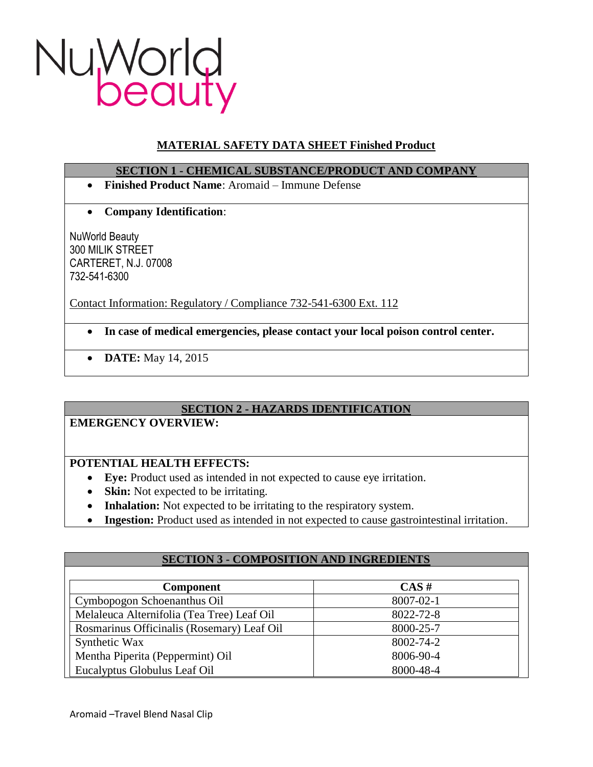NuWorld beauty

# MATERIAL SAFETY DATA SHEET Finished Product

## SECTION 1 - CHEMICAL SUBSTANCE/PRODUCT AND COMPANY

- **Finished Product Name**: Aromaid – Immune Defense

- **Company Identification**:

NuWorld Beauty
300 MILIK STREET
CARTERET, N.J. 07008
732-541-6300

Contact Information: Regulatory / Compliance 732-541-6300 Ext. 112

- **In case of medical emergencies, please contact your local poison control center.**

- **DATE:** May 14, 2015

## SECTION 2 - HAZARDS IDENTIFICATION

**EMERGENCY OVERVIEW:**

**POTENTIAL HEALTH EFFECTS:**

- **Eye:** Product used as intended in not expected to cause eye irritation.
- **Skin:** Not expected to be irritating.
- **Inhalation:** Not expected to be irritating to the respiratory system.
- **Ingestion:** Product used as intended in not expected to cause gastrointestinal irritation.

## SECTION 3 - COMPOSITION AND INGREDIENTS

| Component | CAS # |
|---|---|
| Cymbopogon Schoenanthus Oil | 8007-02-1 |
| Melaleuca Alternifolia (Tea Tree) Leaf Oil | 8022-72-8 |
| Rosmarinus Officinalis (Rosemary) Leaf Oil | 8000-25-7 |
| Synthetic Wax | 8002-74-2 |
| Mentha Piperita (Peppermint) Oil | 8006-90-4 |
| Eucalyptus Globulus Leaf Oil | 8000-48-4 |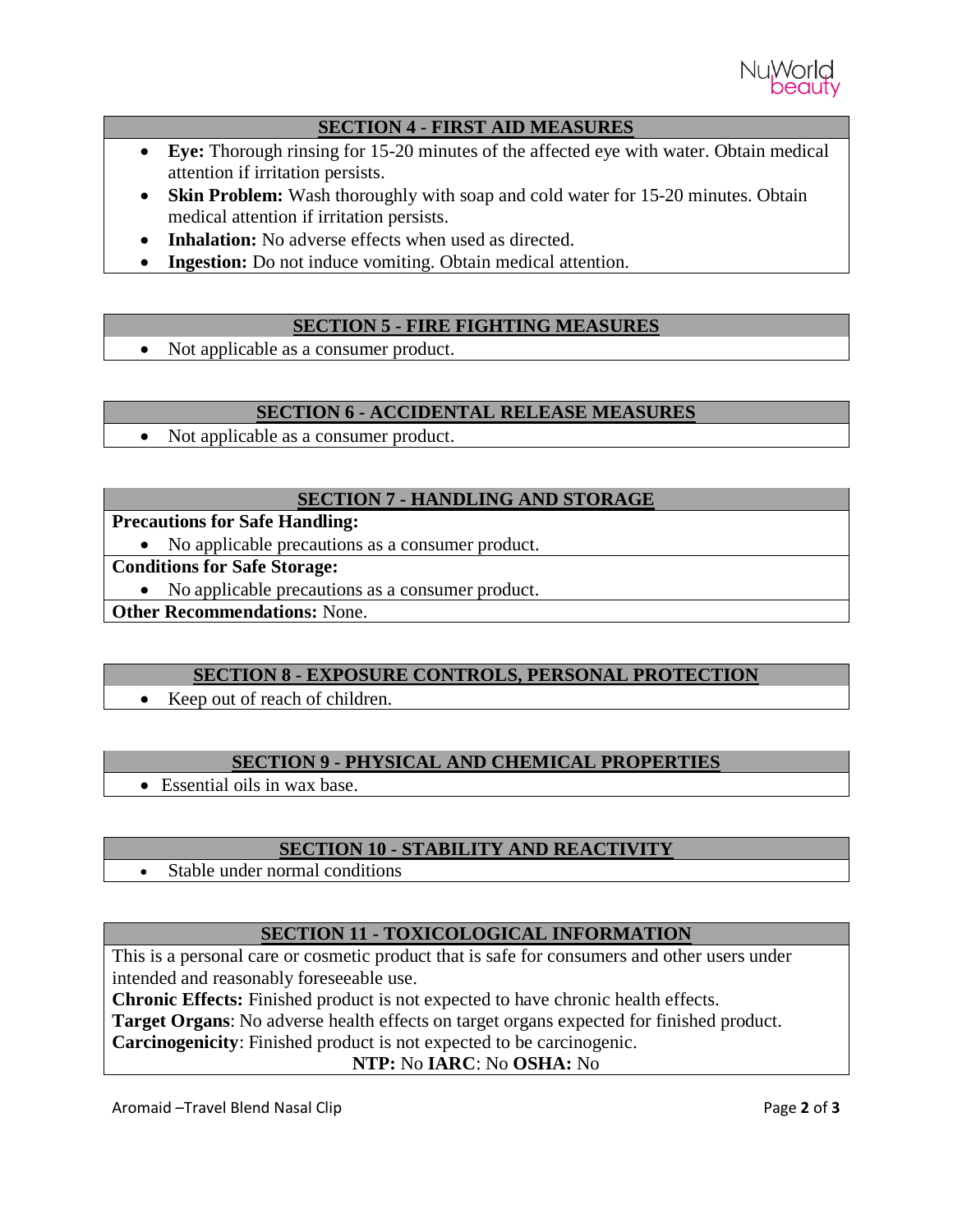## SECTION 4 - FIRST AID MEASURES

- **Eye:** Thorough rinsing for 15-20 minutes of the affected eye with water. Obtain medical attention if irritation persists.
- **Skin Problem:** Wash thoroughly with soap and cold water for 15-20 minutes. Obtain medical attention if irritation persists.
- **Inhalation:** No adverse effects when used as directed.
- **Ingestion:** Do not induce vomiting. Obtain medical attention.

## SECTION 5 - FIRE FIGHTING MEASURES

- Not applicable as a consumer product.

## SECTION 6 - ACCIDENTAL RELEASE MEASURES

- Not applicable as a consumer product.

## SECTION 7 - HANDLING AND STORAGE

**Precautions for Safe Handling:**

- No applicable precautions as a consumer product.

**Conditions for Safe Storage:**

- No applicable precautions as a consumer product.

**Other Recommendations:** None.

## SECTION 8 - EXPOSURE CONTROLS, PERSONAL PROTECTION

- Keep out of reach of children.

## SECTION 9 - PHYSICAL AND CHEMICAL PROPERTIES

- Essential oils in wax base.

## SECTION 10 - STABILITY AND REACTIVITY

- Stable under normal conditions

## SECTION 11 - TOXICOLOGICAL INFORMATION

This is a personal care or cosmetic product that is safe for consumers and other users under intended and reasonably foreseeable use.

**Chronic Effects:** Finished product is not expected to have chronic health effects.

**Target Organs**: No adverse health effects on target organs expected for finished product.

**Carcinogenicity**: Finished product is not expected to be carcinogenic.

**NTP:** No **IARC**: No **OSHA:** No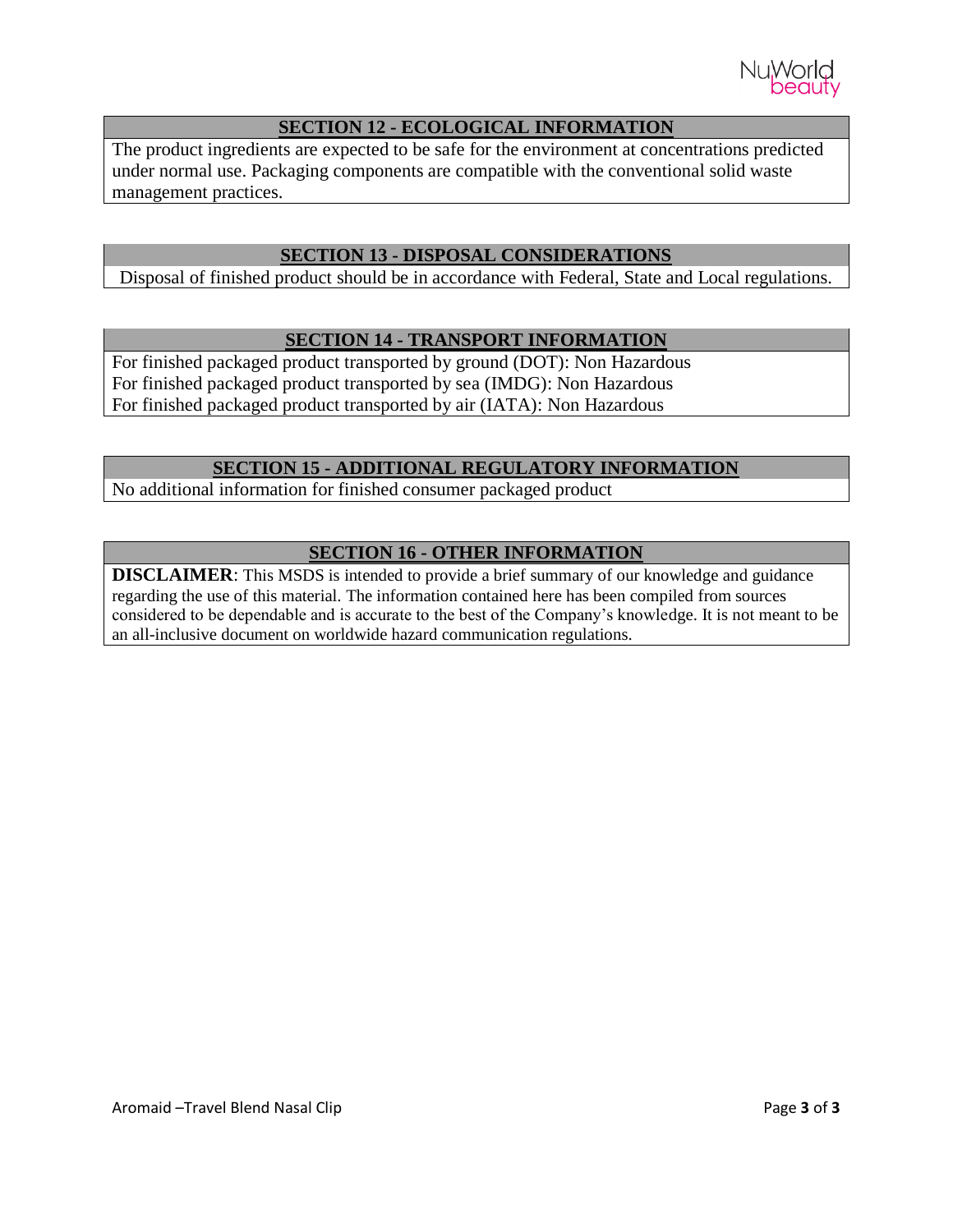## SECTION 12 - ECOLOGICAL INFORMATION

The product ingredients are expected to be safe for the environment at concentrations predicted under normal use. Packaging components are compatible with the conventional solid waste management practices.

## SECTION 13 - DISPOSAL CONSIDERATIONS

Disposal of finished product should be in accordance with Federal, State and Local regulations.

## SECTION 14 - TRANSPORT INFORMATION

For finished packaged product transported by ground (DOT): Non Hazardous
For finished packaged product transported by sea (IMDG): Non Hazardous
For finished packaged product transported by air (IATA): Non Hazardous

## SECTION 15 - ADDITIONAL REGULATORY INFORMATION

No additional information for finished consumer packaged product

## SECTION 16 - OTHER INFORMATION

**DISCLAIMER**: This MSDS is intended to provide a brief summary of our knowledge and guidance regarding the use of this material. The information contained here has been compiled from sources considered to be dependable and is accurate to the best of the Company's knowledge. It is not meant to be an all-inclusive document on worldwide hazard communication regulations.